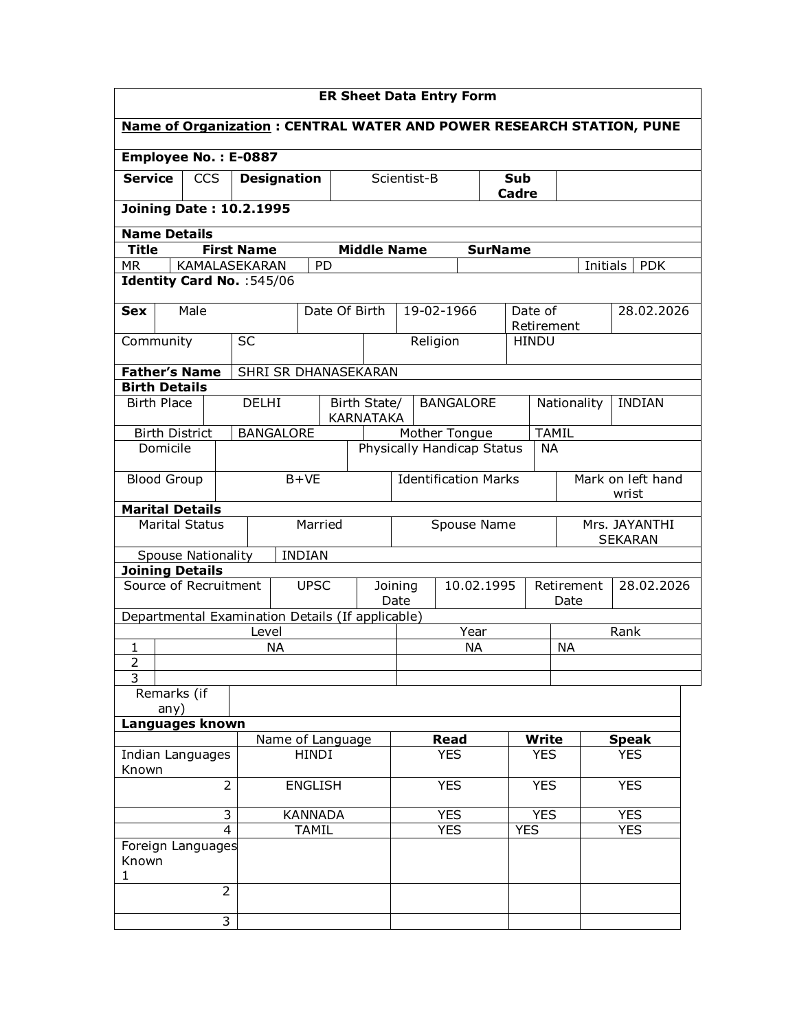# ER Sheet Data Entry Form

**Name of Organization : CENTRAL WATER AND POWER RESEARCH STATION, PUNE**

**Employee No. : E-0887**

| **Service** | CCS | **Designation** | Scientist-B | **Sub Cadre** | |
|---|---|---|---|---|---|

**Joining Date : 10.2.1995**

**Name Details**

| **Title** | **First Name** | **Middle Name** | **SurName** | | |
|---|---|---|---|---|---|
| MR | KAMALASEKARAN | PD | | Initials | PDK |

**Identity Card No.** :545/06

| **Sex** | Male | Date Of Birth | 19-02-1966 | Date of Retirement | 28.02.2026 |
|---|---|---|---|---|---|
| Community | SC | Religion | HINDU | | |

| **Father's Name** | SHRI SR DHANASEKARAN |
|---|---|

**Birth Details**

| Birth Place | DELHI | Birth State/ KARNATAKA | BANGALORE | Nationality | INDIAN |
|---|---|---|---|---|---|
| Birth District | BANGALORE | Mother Tongue | TAMIL | | |
| Domicile | | Physically Handicap Status | NA | | |
| Blood Group | B+VE | Identification Marks | Mark on left hand wrist | | |

**Marital Details**

| Marital Status | Married | Spouse Name | Mrs. JAYANTHI SEKARAN |
|---|---|---|---|
| Spouse Nationality | INDIAN | | |

**Joining Details**

| Source of Recruitment | UPSC | Joining Date | 10.02.1995 | Retirement Date | 28.02.2026 |
|---|---|---|---|---|---|

Departmental Examination Details (If applicable)

| | Level | Year | Rank |
|---|---|---|---|
| 1 | NA | NA | NA |
| 2 | | | |
| 3 | | | |

| Remarks (if any) | |
|---|---|

**Languages known**

| | Name of Language | **Read** | **Write** | **Speak** |
|---|---|---|---|---|
| Indian Languages Known | HINDI | YES | YES | YES |
| 2 | ENGLISH | YES | YES | YES |
| 3 | KANNADA | YES | YES | YES |
| 4 | TAMIL | YES | YES | YES |
| Foreign Languages Known 1 | | | | |
| 2 | | | | |
| 3 | | | | |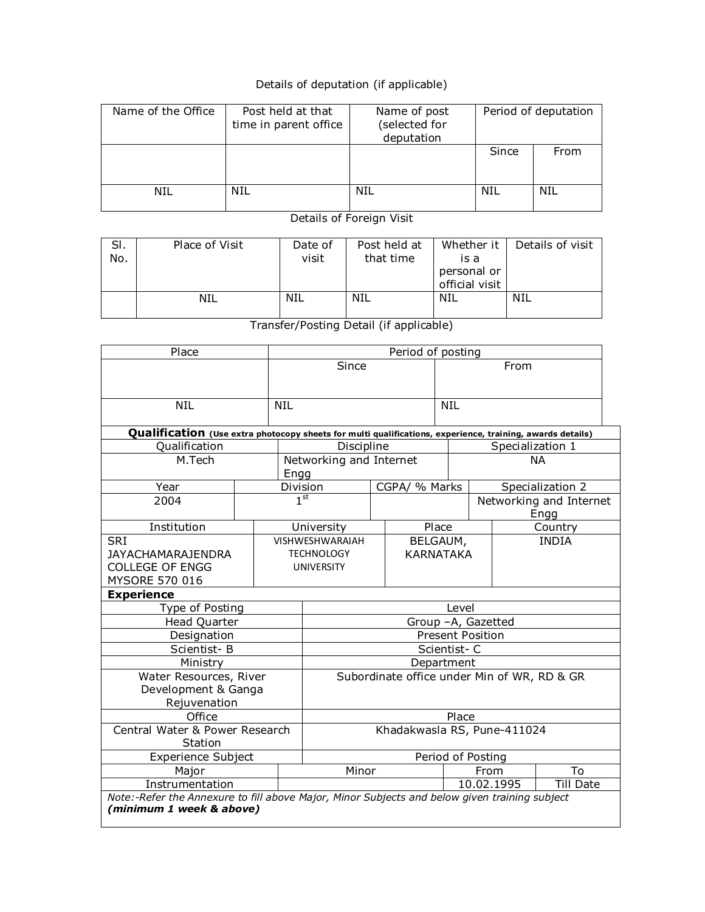Details of deputation (if applicable)

| Name of the Office | Post held at that time in parent office | Name of post (selected for deputation) | Period of deputation | |
|---|---|---|---|---|
| | | | Since | From |
| NIL | NIL | NIL | NIL | NIL |

Details of Foreign Visit

| Sl. No. | Place of Visit | Date of visit | Post held at that time | Whether it is a personal or official visit | Details of visit |
|---|---|---|---|---|---|
| | NIL | NIL | NIL | NIL | NIL |

Transfer/Posting Detail (if applicable)

| Place | Period of posting | |
|---|---|---|
| | Since | From |
| NIL | NIL | NIL |

**Qualification** (Use extra photocopy sheets for multi qualifications, experience, training, awards details)

| Qualification | Discipline | Specialization 1 |
|---|---|---|
| M.Tech | Networking and Internet Engg | NA |

| Year | Division | CGPA/ % Marks | Specialization 2 |
|---|---|---|---|
| 2004 | 1st | | Networking and Internet Engg |

| Institution | University | Place | Country |
|---|---|---|---|
| SRI JAYACHAMARAJENDRA COLLEGE OF ENGG MYSORE 570 016 | VISHWESHWARAIAH TECHNOLOGY UNIVERSITY | BELGAUM, KARNATAKA | INDIA |

**Experience**

| Type of Posting | Level |
|---|---|
| Head Quarter | Group –A, Gazetted |
| Designation | Present Position |
| Scientist- B | Scientist- C |
| Ministry | Department |
| Water Resources, River Development & Ganga Rejuvenation | Subordinate office under Min of WR, RD & GR |
| Office | Place |
| Central Water & Power Research Station | Khadakwasla RS, Pune-411024 |

| Experience Subject | | Period of Posting | |
|---|---|---|---|
| Major | Minor | From | To |
| Instrumentation | | 10.02.1995 | Till Date |

*Note:-Refer the Annexure to fill above Major, Minor Subjects and below given training subject* ***(minimum 1 week & above)***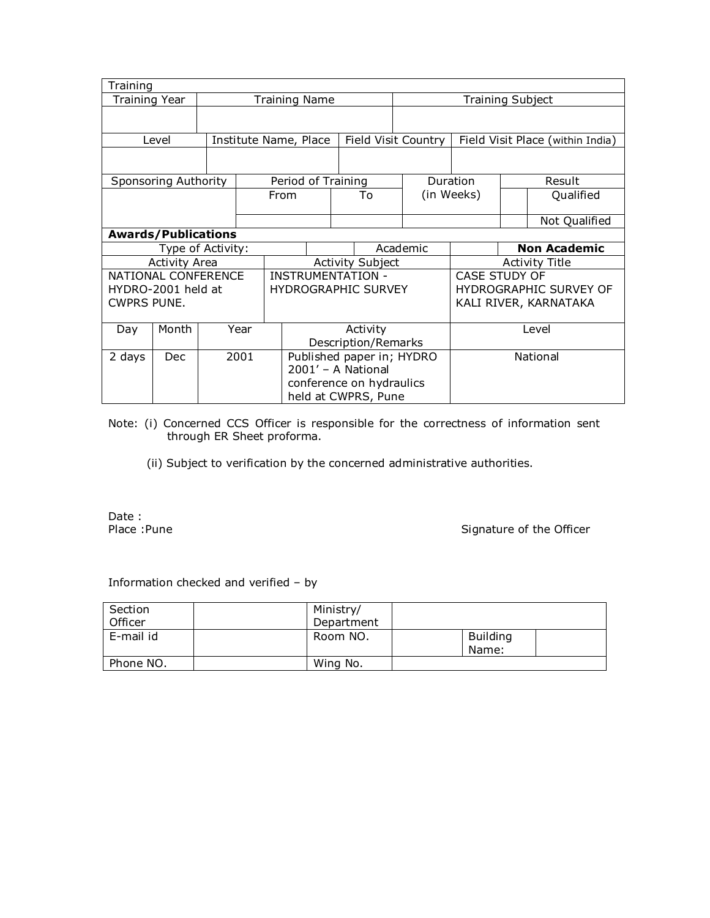| Training | | | | | | | |
|---|---|---|---|---|---|---|---|
| Training Year | Training Name | | | Training Subject | | | |
| | | | | | | | |
| Level | Institute Name, Place | | Field Visit Country | | Field Visit Place (within India) | | |
| | | | | | | | |
| Sponsoring Authority | Period of Training | | Duration (in Weeks) | Result | | | |
| | From | To | | | Qualified | | |
| | | | | | Not Qualified | | |

**Awards/Publications**

| Type of Activity: | | | Academic | | **Non Academic** |
|---|---|---|---|---|---|
| Activity Area | | | Activity Subject | | Activity Title |
| NATIONAL CONFERENCE HYDRO-2001 held at CWPRS PUNE. | | | INSTRUMENTATION - HYDROGRAPHIC SURVEY | | CASE STUDY OF HYDROGRAPHIC SURVEY OF KALI RIVER, KARNATAKA |
| Day | Month | Year | Activity Description/Remarks | | Level |
| 2 days | Dec | 2001 | Published paper in; HYDRO 2001' – A National conference on hydraulics held at CWPRS, Pune | | National |

Note: (i) Concerned CCS Officer is responsible for the correctness of information sent through ER Sheet proforma.

(ii) Subject to verification by the concerned administrative authorities.

Date :
Place :Pune

Signature of the Officer

Information checked and verified – by

| Section Officer | | Ministry/ Department | | | |
|---|---|---|---|---|---|
| E-mail id | | Room NO. | | Building Name: | |
| Phone NO. | | Wing No. | | | |